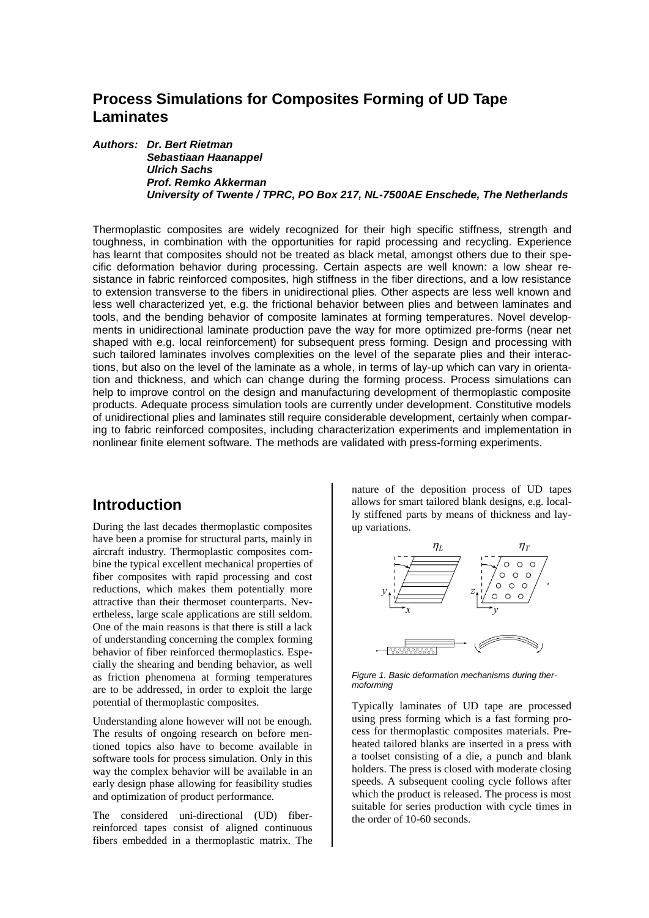# Process Simulations for Composites Forming of UD Tape Laminates

***Authors: Dr. Bert Rietman***
***Sebastiaan Haanappel***
***Ulrich Sachs***
***Prof. Remko Akkerman***
***University of Twente / TPRC, PO Box 217, NL-7500AE Enschede, The Netherlands***

Thermoplastic composites are widely recognized for their high specific stiffness, strength and toughness, in combination with the opportunities for rapid processing and recycling. Experience has learnt that composites should not be treated as black metal, amongst others due to their specific deformation behavior during processing. Certain aspects are well known: a low shear resistance in fabric reinforced composites, high stiffness in the fiber directions, and a low resistance to extension transverse to the fibers in unidirectional plies. Other aspects are less well known and less well characterized yet, e.g. the frictional behavior between plies and between laminates and tools, and the bending behavior of composite laminates at forming temperatures. Novel developments in unidirectional laminate production pave the way for more optimized pre-forms (near net shaped with e.g. local reinforcement) for subsequent press forming. Design and processing with such tailored laminates involves complexities on the level of the separate plies and their interactions, but also on the level of the laminate as a whole, in terms of lay-up which can vary in orientation and thickness, and which can change during the forming process. Process simulations can help to improve control on the design and manufacturing development of thermoplastic composite products. Adequate process simulation tools are currently under development. Constitutive models of unidirectional plies and laminates still require considerable development, certainly when comparing to fabric reinforced composites, including characterization experiments and implementation in nonlinear finite element software. The methods are validated with press-forming experiments.

## Introduction

During the last decades thermoplastic composites have been a promise for structural parts, mainly in aircraft industry. Thermoplastic composites combine the typical excellent mechanical properties of fiber composites with rapid processing and cost reductions, which makes them potentially more attractive than their thermoset counterparts. Nevertheless, large scale applications are still seldom. One of the main reasons is that there is still a lack of understanding concerning the complex forming behavior of fiber reinforced thermoplastics. Especially the shearing and bending behavior, as well as friction phenomena at forming temperatures are to be addressed, in order to exploit the large potential of thermoplastic composites.

Understanding alone however will not be enough. The results of ongoing research on before mentioned topics also have to become available in software tools for process simulation. Only in this way the complex behavior will be available in an early design phase allowing for feasibility studies and optimization of product performance.

The considered uni-directional (UD) fiber-reinforced tapes consist of aligned continuous fibers embedded in a thermoplastic matrix. The nature of the deposition process of UD tapes allows for smart tailored blank designs, e.g. locally stiffened parts by means of thickness and lay-up variations.

*Figure 1. Basic deformation mechanisms during thermoforming*

Typically laminates of UD tape are processed using press forming which is a fast forming process for thermoplastic composites materials. Preheated tailored blanks are inserted in a press with a toolset consisting of a die, a punch and blank holders. The press is closed with moderate closing speeds. A subsequent cooling cycle follows after which the product is released. The process is most suitable for series production with cycle times in the order of 10-60 seconds.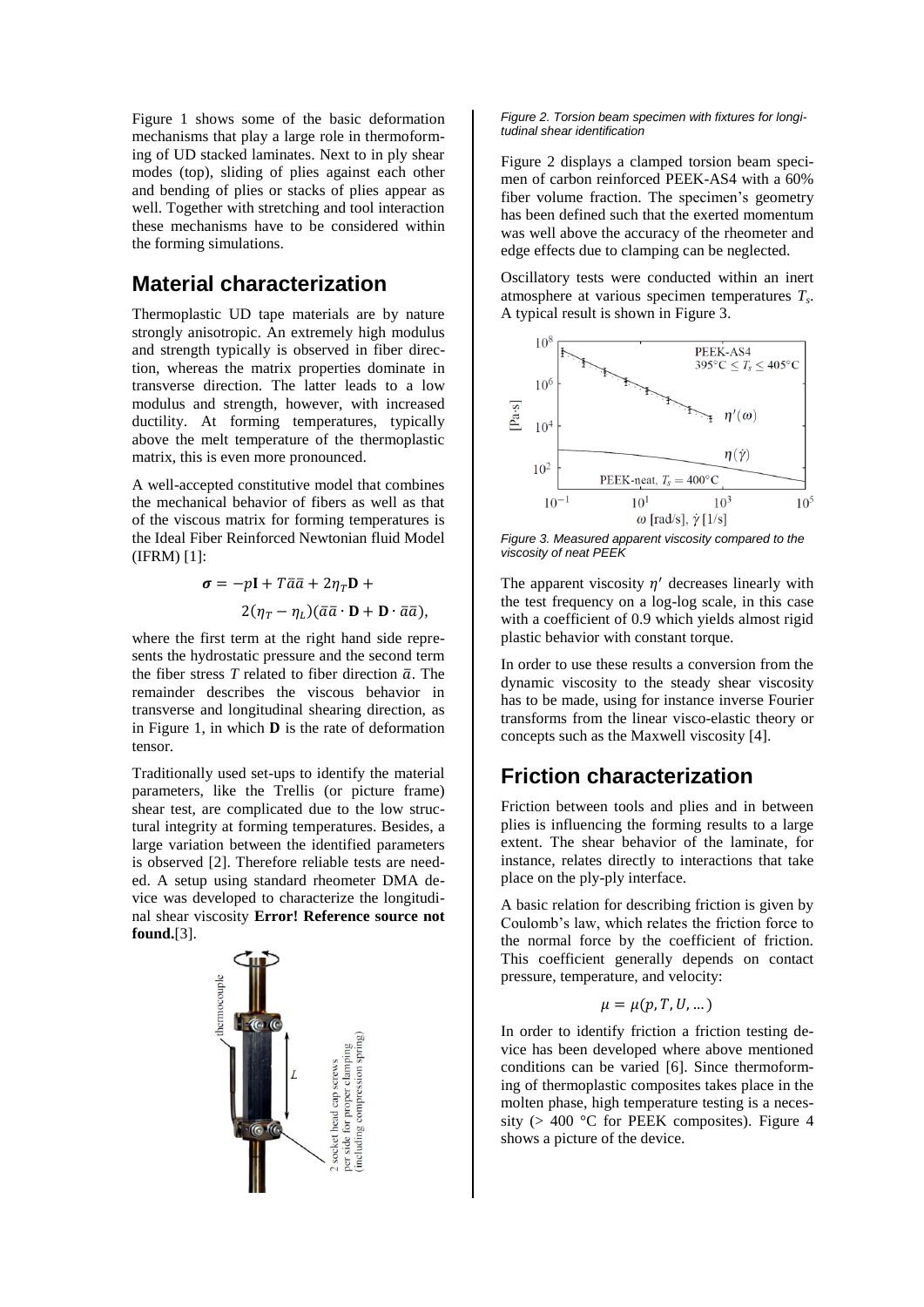Figure 1 shows some of the basic deformation mechanisms that play a large role in thermoforming of UD stacked laminates. Next to in ply shear modes (top), sliding of plies against each other and bending of plies or stacks of plies appear as well. Together with stretching and tool interaction these mechanisms have to be considered within the forming simulations.

## Material characterization

Thermoplastic UD tape materials are by nature strongly anisotropic. An extremely high modulus and strength typically is observed in fiber direction, whereas the matrix properties dominate in transverse direction. The latter leads to a low modulus and strength, however, with increased ductility. At forming temperatures, typically above the melt temperature of the thermoplastic matrix, this is even more pronounced.

A well-accepted constitutive model that combines the mechanical behavior of fibers as well as that of the viscous matrix for forming temperatures is the Ideal Fiber Reinforced Newtonian fluid Model (IFRM) [1]:

$$\boldsymbol{\sigma} = -p\mathbf{I} + T\bar{a}\bar{a} + 2\eta_T\mathbf{D} + 2(\eta_T - \eta_L)(\bar{a}\bar{a} \cdot \mathbf{D} + \mathbf{D} \cdot \bar{a}\bar{a}),$$

where the first term at the right hand side represents the hydrostatic pressure and the second term the fiber stress $T$ related to fiber direction $\bar{a}$. The remainder describes the viscous behavior in transverse and longitudinal shearing direction, as in Figure 1, in which $\mathbf{D}$ is the rate of deformation tensor.

Traditionally used set-ups to identify the material parameters, like the Trellis (or picture frame) shear test, are complicated due to the low structural integrity at forming temperatures. Besides, a large variation between the identified parameters is observed [2]. Therefore reliable tests are needed. A setup using standard rheometer DMA device was developed to characterize the longitudinal shear viscosity **Error! Reference source not found.**[3].

*Figure 2. Torsion beam specimen with fixtures for longitudinal shear identification*

Figure 2 displays a clamped torsion beam specimen of carbon reinforced PEEK-AS4 with a 60% fiber volume fraction. The specimen's geometry has been defined such that the exerted momentum was well above the accuracy of the rheometer and edge effects due to clamping can be neglected.

Oscillatory tests were conducted within an inert atmosphere at various specimen temperatures $T_s$. A typical result is shown in Figure 3.

*Figure 3. Measured apparent viscosity compared to the viscosity of neat PEEK*

The apparent viscosity $\eta'$ decreases linearly with the test frequency on a log-log scale, in this case with a coefficient of 0.9 which yields almost rigid plastic behavior with constant torque.

In order to use these results a conversion from the dynamic viscosity to the steady shear viscosity has to be made, using for instance inverse Fourier transforms from the linear visco-elastic theory or concepts such as the Maxwell viscosity [4].

## Friction characterization

Friction between tools and plies and in between plies is influencing the forming results to a large extent. The shear behavior of the laminate, for instance, relates directly to interactions that take place on the ply-ply interface.

A basic relation for describing friction is given by Coulomb's law, which relates the friction force to the normal force by the coefficient of friction. This coefficient generally depends on contact pressure, temperature, and velocity:

$$\mu = \mu(p, T, U, \ldots)$$

In order to identify friction a friction testing device has been developed where above mentioned conditions can be varied [6]. Since thermoforming of thermoplastic composites takes place in the molten phase, high temperature testing is a necessity (> 400 °C for PEEK composites). Figure 4 shows a picture of the device.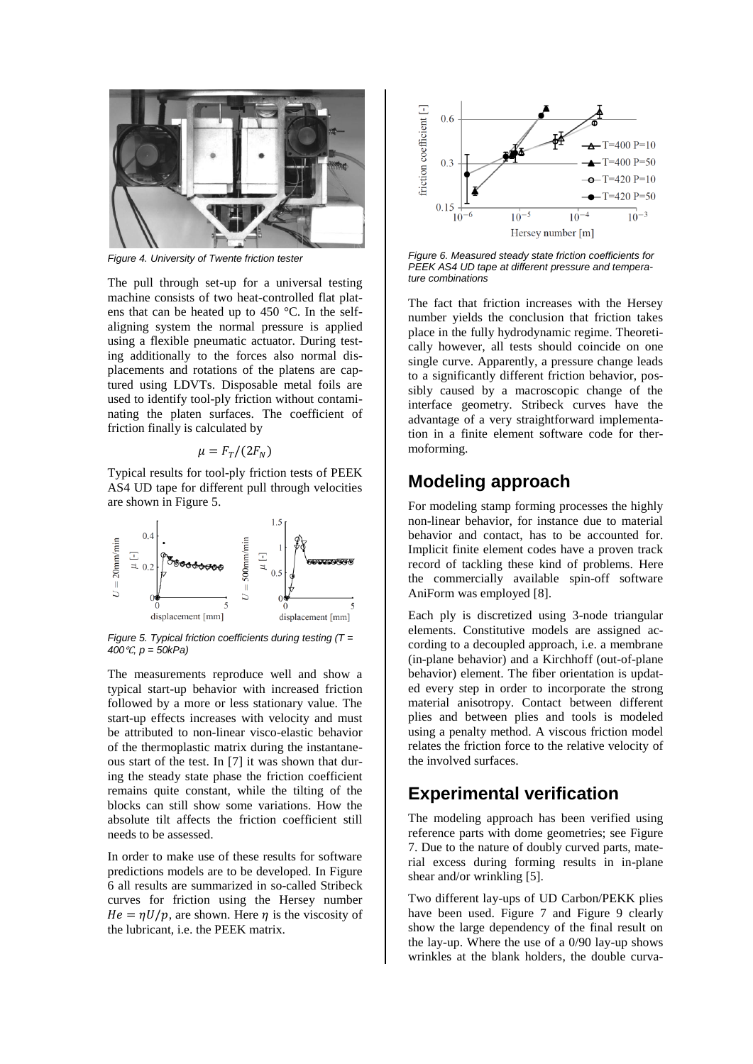Figure 4. University of Twente friction tester

The pull through set-up for a universal testing machine consists of two heat-controlled flat platens that can be heated up to 450 °C. In the self-aligning system the normal pressure is applied using a flexible pneumatic actuator. During testing additionally to the forces also normal displacements and rotations of the platens are captured using LDVTs. Disposable metal foils are used to identify tool-ply friction without contaminating the platen surfaces. The coefficient of friction finally is calculated by

$$\mu = F_T/(2F_N)$$

Typical results for tool-ply friction tests of PEEK AS4 UD tape for different pull through velocities are shown in Figure 5.

Figure 5. Typical friction coefficients during testing (T = 400℃, p = 50kPa)

The measurements reproduce well and show a typical start-up behavior with increased friction followed by a more or less stationary value. The start-up effects increases with velocity and must be attributed to non-linear visco-elastic behavior of the thermoplastic matrix during the instantaneous start of the test. In [7] it was shown that during the steady state phase the friction coefficient remains quite constant, while the tilting of the blocks can still show some variations. How the absolute tilt affects the friction coefficient still needs to be assessed.

In order to make use of these results for software predictions models are to be developed. In Figure 6 all results are summarized in so-called Stribeck curves for friction using the Hersey number $He = \eta U/p$, are shown. Here $\eta$ is the viscosity of the lubricant, i.e. the PEEK matrix.

Figure 6. Measured steady state friction coefficients for PEEK AS4 UD tape at different pressure and temperature combinations

The fact that friction increases with the Hersey number yields the conclusion that friction takes place in the fully hydrodynamic regime. Theoretically however, all tests should coincide on one single curve. Apparently, a pressure change leads to a significantly different friction behavior, possibly caused by a macroscopic change of the interface geometry. Stribeck curves have the advantage of a very straightforward implementation in a finite element software code for thermoforming.

## Modeling approach

For modeling stamp forming processes the highly non-linear behavior, for instance due to material behavior and contact, has to be accounted for. Implicit finite element codes have a proven track record of tackling these kind of problems. Here the commercially available spin-off software AniForm was employed [8].

Each ply is discretized using 3-node triangular elements. Constitutive models are assigned according to a decoupled approach, i.e. a membrane (in-plane behavior) and a Kirchhoff (out-of-plane behavior) element. The fiber orientation is updated every step in order to incorporate the strong material anisotropy. Contact between different plies and between plies and tools is modeled using a penalty method. A viscous friction model relates the friction force to the relative velocity of the involved surfaces.

## Experimental verification

The modeling approach has been verified using reference parts with dome geometries; see Figure 7. Due to the nature of doubly curved parts, material excess during forming results in in-plane shear and/or wrinkling [5].

Two different lay-ups of UD Carbon/PEKK plies have been used. Figure 7 and Figure 9 clearly show the large dependency of the final result on the lay-up. Where the use of a 0/90 lay-up shows wrinkles at the blank holders, the double curva-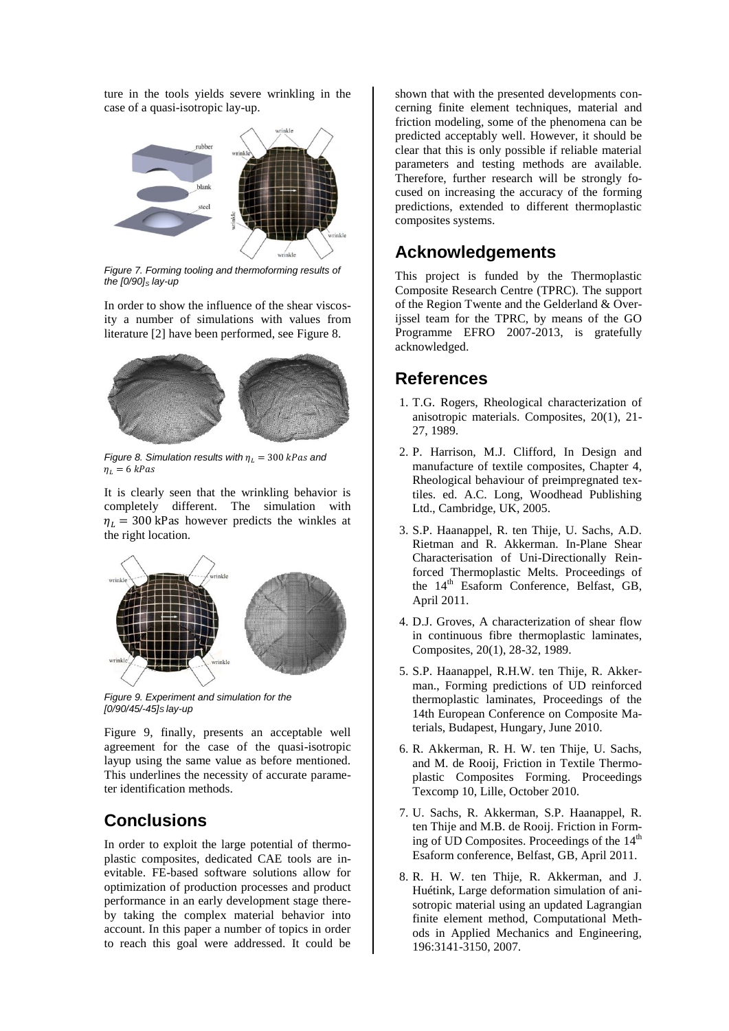ture in the tools yields severe wrinkling in the case of a quasi-isotropic lay-up.

rubber

blank

steel

wrinkle

wrinkle

wrinkle

wrinkle

wrinkle

wrinkle

*Figure 7. Forming tooling and thermoforming results of the [0/90]$_S$ lay-up*

In order to show the influence of the shear viscosity a number of simulations with values from literature [2] have been performed, see Figure 8.

*Figure 8. Simulation results with $\eta_L = 300\ kPas$ and $\eta_L = 6\ kPas$*

It is clearly seen that the wrinkling behavior is completely different. The simulation with $\eta_L = 300$ kPas however predicts the winkles at the right location.

wrinkle

wrinkle

wrinkle

wrinkle

*Figure 9. Experiment and simulation for the [0/90/45/-45]$_S$ lay-up*

Figure 9, finally, presents an acceptable well agreement for the case of the quasi-isotropic layup using the same value as before mentioned. This underlines the necessity of accurate parameter identification methods.

## Conclusions

In order to exploit the large potential of thermoplastic composites, dedicated CAE tools are inevitable. FE-based software solutions allow for optimization of production processes and product performance in an early development stage thereby taking the complex material behavior into account. In this paper a number of topics in order to reach this goal were addressed. It could be shown that with the presented developments concerning finite element techniques, material and friction modeling, some of the phenomena can be predicted acceptably well. However, it should be clear that this is only possible if reliable material parameters and testing methods are available. Therefore, further research will be strongly focused on increasing the accuracy of the forming predictions, extended to different thermoplastic composites systems.

## Acknowledgements

This project is funded by the Thermoplastic Composite Research Centre (TPRC). The support of the Region Twente and the Gelderland & Overijssel team for the TPRC, by means of the GO Programme EFRO 2007-2013, is gratefully acknowledged.

## References

1. T.G. Rogers, Rheological characterization of anisotropic materials. Composites, 20(1), 21-27, 1989.
2. P. Harrison, M.J. Clifford, In Design and manufacture of textile composites, Chapter 4, Rheological behaviour of preimpregnated textiles. ed. A.C. Long, Woodhead Publishing Ltd., Cambridge, UK, 2005.
3. S.P. Haanappel, R. ten Thije, U. Sachs, A.D. Rietman and R. Akkerman. In-Plane Shear Characterisation of Uni-Directionally Reinforced Thermoplastic Melts. Proceedings of the 14th Esaform Conference, Belfast, GB, April 2011.
4. D.J. Groves, A characterization of shear flow in continuous fibre thermoplastic laminates, Composites, 20(1), 28-32, 1989.
5. S.P. Haanappel, R.H.W. ten Thije, R. Akkerman., Forming predictions of UD reinforced thermoplastic laminates, Proceedings of the 14th European Conference on Composite Materials, Budapest, Hungary, June 2010.
6. R. Akkerman, R. H. W. ten Thije, U. Sachs, and M. de Rooij, Friction in Textile Thermoplastic Composites Forming. Proceedings Texcomp 10, Lille, October 2010.
7. U. Sachs, R. Akkerman, S.P. Haanappel, R. ten Thije and M.B. de Rooij. Friction in Forming of UD Composites. Proceedings of the 14th Esaform conference, Belfast, GB, April 2011.
8. R. H. W. ten Thije, R. Akkerman, and J. Huétink, Large deformation simulation of anisotropic material using an updated Lagrangian finite element method, Computational Methods in Applied Mechanics and Engineering, 196:3141-3150, 2007.